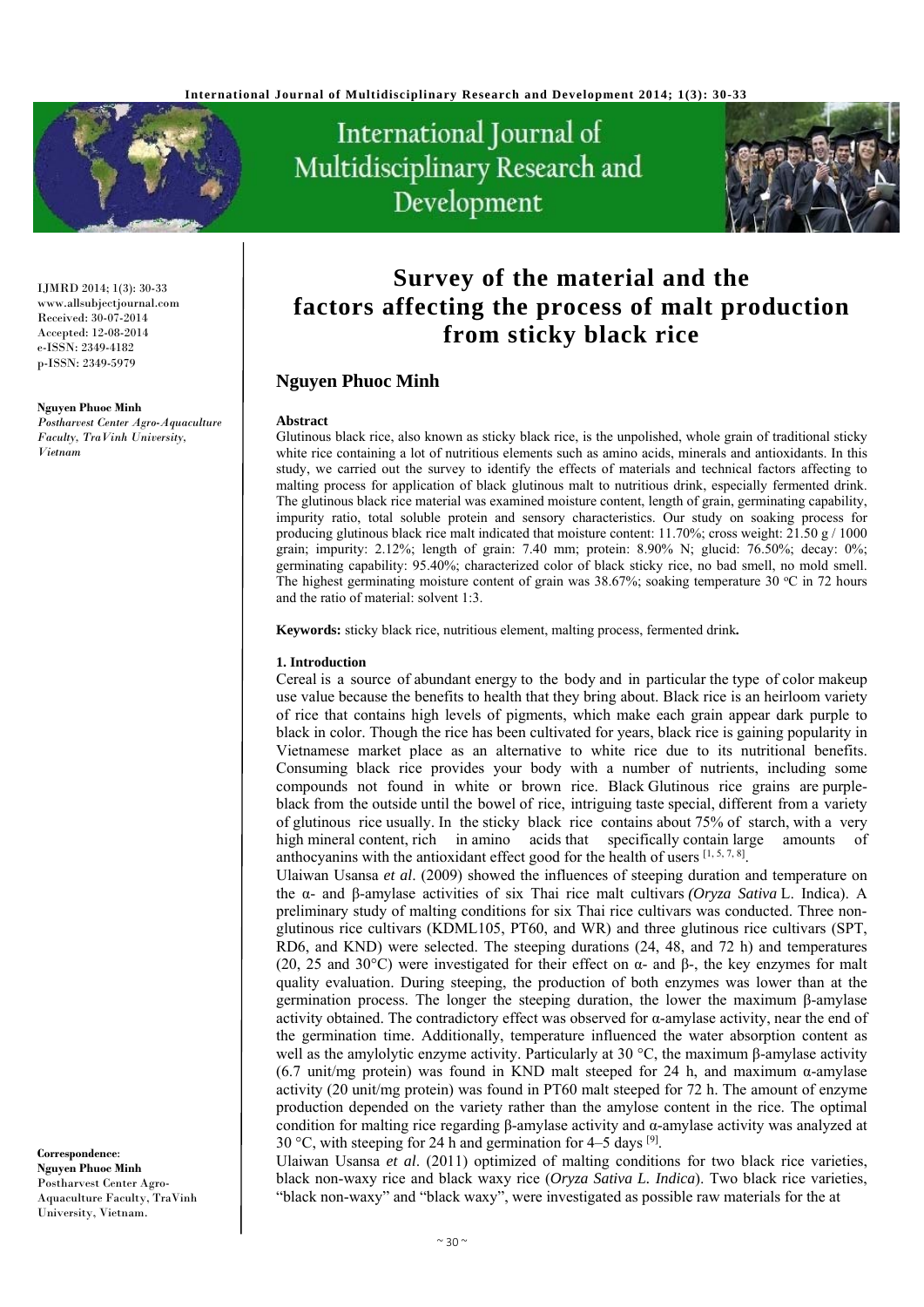# Survey of the material and the factors affecting the process of malt production from sticky black rice

**Nguyen Phuoc Minh**

IJMRD 2014; 1(3): 30-33
www.allsubjectjournal.com
Received: 30-07-2014
Accepted: 12-08-2014
e-ISSN: 2349-4182
p-ISSN: 2349-5979

**Nguyen Phuoc Minh**
*Postharvest Center Agro-Aquaculture Faculty, TraVinh University, Vietnam*

**Correspondence**:
**Nguyen Phuoc Minh**
Postharvest Center Agro-Aquaculture Faculty, TraVinh University, Vietnam.

### Abstract

Glutinous black rice, also known as sticky black rice, is the unpolished, whole grain of traditional sticky white rice containing a lot of nutritious elements such as amino acids, minerals and antioxidants. In this study, we carried out the survey to identify the effects of materials and technical factors affecting to malting process for application of black glutinous malt to nutritious drink, especially fermented drink. The glutinous black rice material was examined moisture content, length of grain, germinating capability, impurity ratio, total soluble protein and sensory characteristics. Our study on soaking process for producing glutinous black rice malt indicated that moisture content: 11.70%; cross weight: 21.50 g / 1000 grain; impurity: 2.12%; length of grain: 7.40 mm; protein: 8.90% N; glucid: 76.50%; decay: 0%; germinating capability: 95.40%; characterized color of black sticky rice, no bad smell, no mold smell. The highest germinating moisture content of grain was 38.67%; soaking temperature 30 °C in 72 hours and the ratio of material: solvent 1:3.

**Keywords:** sticky black rice, nutritious element, malting process, fermented drink**.**

### 1. Introduction

Cereal is a source of abundant energy to the body and in particular the type of color makeup use value because the benefits to health that they bring about. Black rice is an heirloom variety of rice that contains high levels of pigments, which make each grain appear dark purple to black in color. Though the rice has been cultivated for years, black rice is gaining popularity in Vietnamese market place as an alternative to white rice due to its nutritional benefits. Consuming black rice provides your body with a number of nutrients, including some compounds not found in white or brown rice. Black Glutinous rice grains are purple-black from the outside until the bowel of rice, intriguing taste special, different from a variety of glutinous rice usually. In the sticky black rice contains about 75% of starch, with a very high mineral content, rich in amino acids that specifically contain large amounts of anthocyanins with the antioxidant effect good for the health of users [1, 5, 7, 8].

Ulaiwan Usansa *et al*. (2009) showed the influences of steeping duration and temperature on the α- and β-amylase activities of six Thai rice malt cultivars *(Oryza Sativa* L. Indica). A preliminary study of malting conditions for six Thai rice cultivars was conducted. Three non-glutinous rice cultivars (KDML105, PT60, and WR) and three glutinous rice cultivars (SPT, RD6, and KND) were selected. The steeping durations (24, 48, and 72 h) and temperatures (20, 25 and 30°C) were investigated for their effect on α- and β-, the key enzymes for malt quality evaluation. During steeping, the production of both enzymes was lower than at the germination process. The longer the steeping duration, the lower the maximum β-amylase activity obtained. The contradictory effect was observed for α-amylase activity, near the end of the germination time. Additionally, temperature influenced the water absorption content as well as the amylolytic enzyme activity. Particularly at 30 °C, the maximum β-amylase activity (6.7 unit/mg protein) was found in KND malt steeped for 24 h, and maximum α-amylase activity (20 unit/mg protein) was found in PT60 malt steeped for 72 h. The amount of enzyme production depended on the variety rather than the amylose content in the rice. The optimal condition for malting rice regarding β-amylase activity and α-amylase activity was analyzed at 30 °C, with steeping for 24 h and germination for 4–5 days [9].

Ulaiwan Usansa *et al*. (2011) optimized of malting conditions for two black rice varieties, black non-waxy rice and black waxy rice (*Oryza Sativa L. Indica*). Two black rice varieties, "black non-waxy" and "black waxy", were investigated as possible raw materials for the at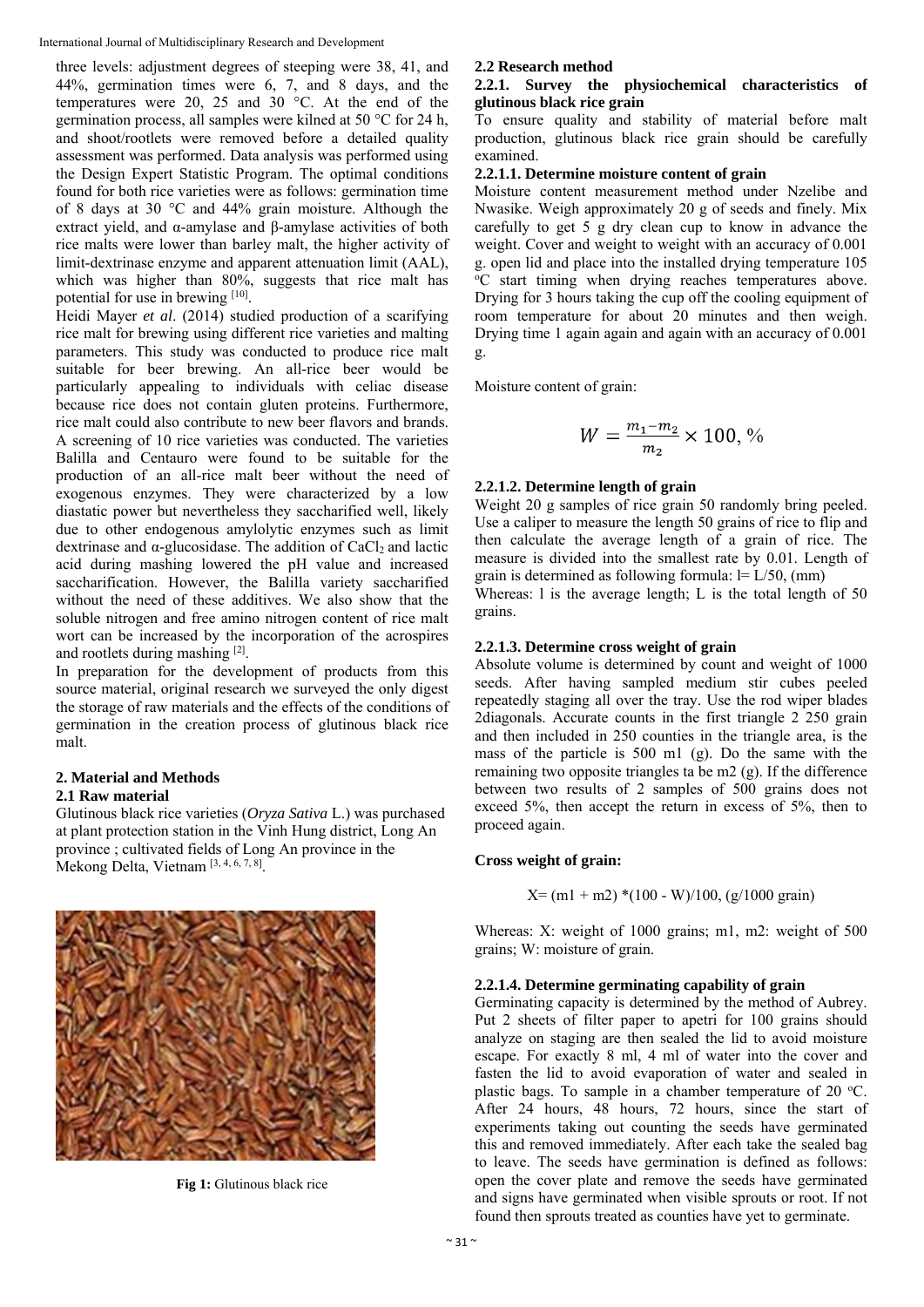three levels: adjustment degrees of steeping were 38, 41, and 44%, germination times were 6, 7, and 8 days, and the temperatures were 20, 25 and 30 °C. At the end of the germination process, all samples were kilned at 50 °C for 24 h, and shoot/rootlets were removed before a detailed quality assessment was performed. Data analysis was performed using the Design Expert Statistic Program. The optimal conditions found for both rice varieties were as follows: germination time of 8 days at 30 °C and 44% grain moisture. Although the extract yield, and α-amylase and β-amylase activities of both rice malts were lower than barley malt, the higher activity of limit-dextrinase enzyme and apparent attenuation limit (AAL), which was higher than 80%, suggests that rice malt has potential for use in brewing [10].

Heidi Mayer *et al*. (2014) studied production of a scarifying rice malt for brewing using different rice varieties and malting parameters. This study was conducted to produce rice malt suitable for beer brewing. An all-rice beer would be particularly appealing to individuals with celiac disease because rice does not contain gluten proteins. Furthermore, rice malt could also contribute to new beer flavors and brands. A screening of 10 rice varieties was conducted. The varieties Balilla and Centauro were found to be suitable for the production of an all-rice malt beer without the need of exogenous enzymes. They were characterized by a low diastatic power but nevertheless they saccharified well, likely due to other endogenous amylolytic enzymes such as limit dextrinase and α-glucosidase. The addition of $CaCl_2$ and lactic acid during mashing lowered the pH value and increased saccharification. However, the Balilla variety saccharified without the need of these additives. We also show that the soluble nitrogen and free amino nitrogen content of rice malt wort can be increased by the incorporation of the acrospires and rootlets during mashing [2].

In preparation for the development of products from this source material, original research we surveyed the only digest the storage of raw materials and the effects of the conditions of germination in the creation process of glutinous black rice malt.

## 2. Material and Methods

### 2.1 Raw material

Glutinous black rice varieties (*Oryza Sativa* L.) was purchased at plant protection station in the Vinh Hung district, Long An province ; cultivated fields of Long An province in the Mekong Delta, Vietnam [3, 4, 6, 7, 8].

**Fig 1:** Glutinous black rice

### 2.2 Research method

#### 2.2.1. Survey the physiochemical characteristics of glutinous black rice grain

To ensure quality and stability of material before malt production, glutinous black rice grain should be carefully examined.

#### 2.2.1.1. Determine moisture content of grain

Moisture content measurement method under Nzelibe and Nwasike. Weigh approximately 20 g of seeds and finely. Mix carefully to get 5 g dry clean cup to know in advance the weight. Cover and weight to weight with an accuracy of 0.001 g. open lid and place into the installed drying temperature 105 °C start timing when drying reaches temperatures above. Drying for 3 hours taking the cup off the cooling equipment of room temperature for about 20 minutes and then weigh. Drying time 1 again again and again with an accuracy of 0.001 g.

Moisture content of grain:

$$W = \frac{m_1 - m_2}{m_2} \times 100, \%$$

#### 2.2.1.2. Determine length of grain

Weight 20 g samples of rice grain 50 randomly bring peeled. Use a caliper to measure the length 50 grains of rice to flip and then calculate the average length of a grain of rice. The measure is divided into the smallest rate by 0.01. Length of grain is determined as following formula: $l = L/50$, (mm)

Whereas: l is the average length; L is the total length of 50 grains.

#### 2.2.1.3. Determine cross weight of grain

Absolute volume is determined by count and weight of 1000 seeds. After having sampled medium stir cubes peeled repeatedly staging all over the tray. Use the rod wiper blades 2diagonals. Accurate counts in the first triangle 2 250 grain and then included in 250 counties in the triangle area, is the mass of the particle is 500 m1 (g). Do the same with the remaining two opposite triangles ta be m2 (g). If the difference between two results of 2 samples of 500 grains does not exceed 5%, then accept the return in excess of 5%, then to proceed again.

**Cross weight of grain:**

$$X = (m1 + m2) * (100 - W)/100, \text{ (g/1000 grain)}$$

Whereas: X: weight of 1000 grains; m1, m2: weight of 500 grains; W: moisture of grain.

#### 2.2.1.4. Determine germinating capability of grain

Germinating capacity is determined by the method of Aubrey. Put 2 sheets of filter paper to apetri for 100 grains should analyze on staging are then sealed the lid to avoid moisture escape. For exactly 8 ml, 4 ml of water into the cover and fasten the lid to avoid evaporation of water and sealed in plastic bags. To sample in a chamber temperature of 20 °C. After 24 hours, 48 hours, 72 hours, since the start of experiments taking out counting the seeds have germinated this and removed immediately. After each take the sealed bag to leave. The seeds have germination is defined as follows: open the cover plate and remove the seeds have germinated and signs have germinated when visible sprouts or root. If not found then sprouts treated as counties have yet to germinate.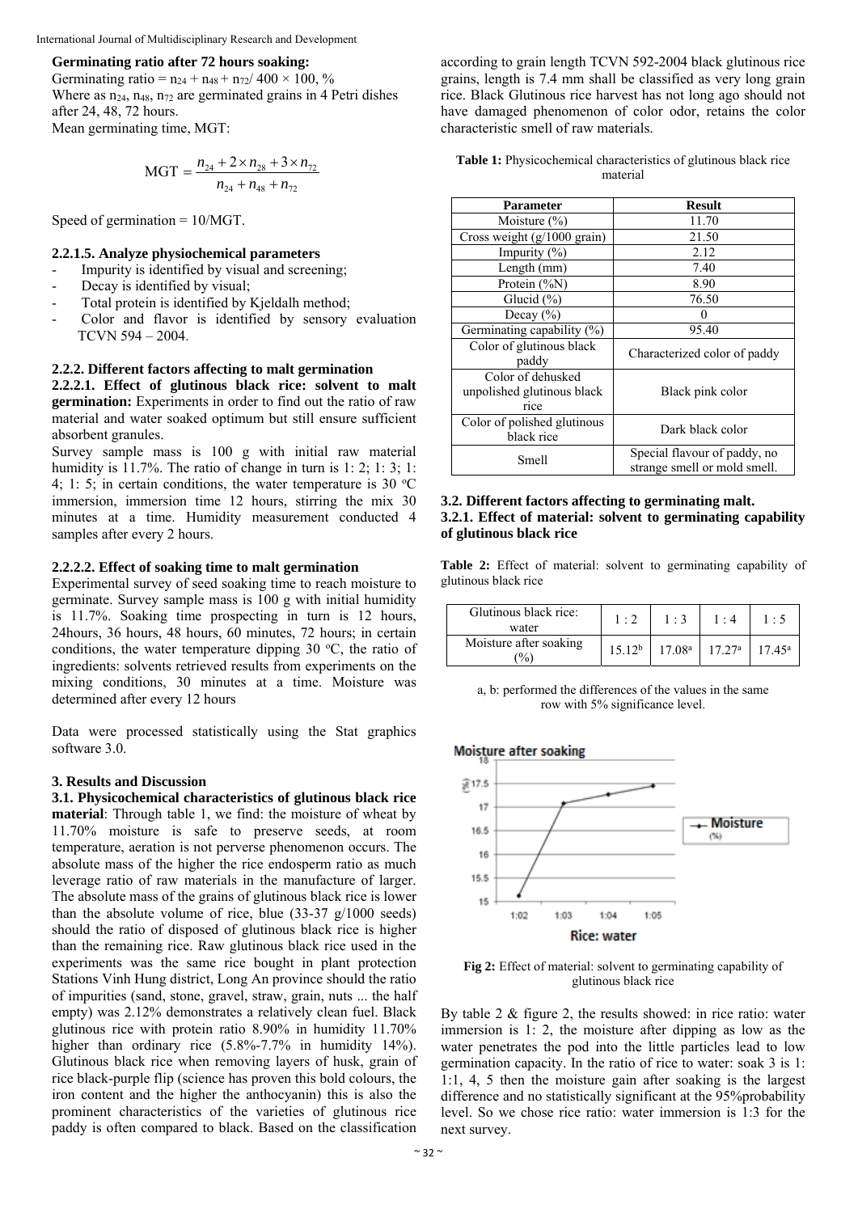**Germinating ratio after 72 hours soaking:**

Germinating ratio = $n_{24} + n_{48} + n_{72}/ 400 \times 100$, %

Where as $n_{24}$, $n_{48}$, $n_{72}$ are germinated grains in 4 Petri dishes after 24, 48, 72 hours.

Mean germinating time, MGT:

$$\text{MGT} = \frac{n_{24} + 2\times n_{28} + 3\times n_{72}}{n_{24} + n_{48} + n_{72}}$$

Speed of germination = 10/MGT.

#### 2.2.1.5. Analyze physiochemical parameters

- Impurity is identified by visual and screening;
- Decay is identified by visual;
- Total protein is identified by Kjeldalh method;
- Color and flavor is identified by sensory evaluation TCVN 594 – 2004.

### 2.2.2. Different factors affecting to malt germination

**2.2.2.1. Effect of glutinous black rice: solvent to malt germination:** Experiments in order to find out the ratio of raw material and water soaked optimum but still ensure sufficient absorbent granules.

Survey sample mass is 100 g with initial raw material humidity is 11.7%. The ratio of change in turn is 1: 2; 1: 3; 1: 4; 1: 5; in certain conditions, the water temperature is 30 °C immersion, immersion time 12 hours, stirring the mix 30 minutes at a time. Humidity measurement conducted 4 samples after every 2 hours.

#### 2.2.2.2. Effect of soaking time to malt germination

Experimental survey of seed soaking time to reach moisture to germinate. Survey sample mass is 100 g with initial humidity is 11.7%. Soaking time prospecting in turn is 12 hours, 24hours, 36 hours, 48 hours, 60 minutes, 72 hours; in certain conditions, the water temperature dipping 30 °C, the ratio of ingredients: solvents retrieved results from experiments on the mixing conditions, 30 minutes at a time. Moisture was determined after every 12 hours

Data were processed statistically using the Stat graphics software 3.0.

## 3. Results and Discussion

**3.1. Physicochemical characteristics of glutinous black rice material**: Through table 1, we find: the moisture of wheat by 11.70% moisture is safe to preserve seeds, at room temperature, aeration is not perverse phenomenon occurs. The absolute mass of the higher the rice endosperm ratio as much leverage ratio of raw materials in the manufacture of larger. The absolute mass of the grains of glutinous black rice is lower than the absolute volume of rice, blue (33-37 g/1000 seeds) should the ratio of disposed of glutinous black rice is higher than the remaining rice. Raw glutinous black rice used in the experiments was the same rice bought in plant protection Stations Vinh Hung district, Long An province should the ratio of impurities (sand, stone, gravel, straw, grain, nuts ... the half empty) was 2.12% demonstrates a relatively clean fuel. Black glutinous rice with protein ratio 8.90% in humidity 11.70% higher than ordinary rice (5.8%-7.7% in humidity 14%). Glutinous black rice when removing layers of husk, grain of rice black-purple flip (science has proven this bold colours, the iron content and the higher the anthocyanin) this is also the prominent characteristics of the varieties of glutinous rice paddy is often compared to black. Based on the classification according to grain length TCVN 592-2004 black glutinous rice grains, length is 7.4 mm shall be classified as very long grain rice. Black Glutinous rice harvest has not long ago should not have damaged phenomenon of color odor, retains the color characteristic smell of raw materials.

**Table 1:** Physicochemical characteristics of glutinous black rice material

| Parameter | Result |
|---|---|
| Moisture (%) | 11.70 |
| Cross weight (g/1000 grain) | 21.50 |
| Impurity (%) | 2.12 |
| Length (mm) | 7.40 |
| Protein (%N) | 8.90 |
| Glucid (%) | 76.50 |
| Decay (%) | 0 |
| Germinating capability (%) | 95.40 |
| Color of glutinous black paddy | Characterized color of paddy |
| Color of dehusked unpolished glutinous black rice | Black pink color |
| Color of polished glutinous black rice | Dark black color |
| Smell | Special flavour of paddy, no strange smell or mold smell. |

### 3.2. Different factors affecting to germinating malt.

### 3.2.1. Effect of material: solvent to germinating capability of glutinous black rice

**Table 2:** Effect of material: solvent to germinating capability of glutinous black rice

| Glutinous black rice: water | 1 : 2 | 1 : 3 | 1 : 4 | 1 : 5 |
|---|---|---|---|---|
| Moisture after soaking (%) | 15.12[b] | 17.08[a] | 17.27[a] | 17.45[a] |

a, b: performed the differences of the values in the same row with 5% significance level.

**Fig 2:** Effect of material: solvent to germinating capability of glutinous black rice

By table 2 & figure 2, the results showed: in rice ratio: water immersion is 1: 2, the moisture after dipping as low as the water penetrates the pod into the little particles lead to low germination capacity. In the ratio of rice to water: soak 3 is 1: 1:1, 4, 5 then the moisture gain after soaking is the largest difference and no statistically significant at the 95%probability level. So we chose rice ratio: water immersion is 1:3 for the next survey.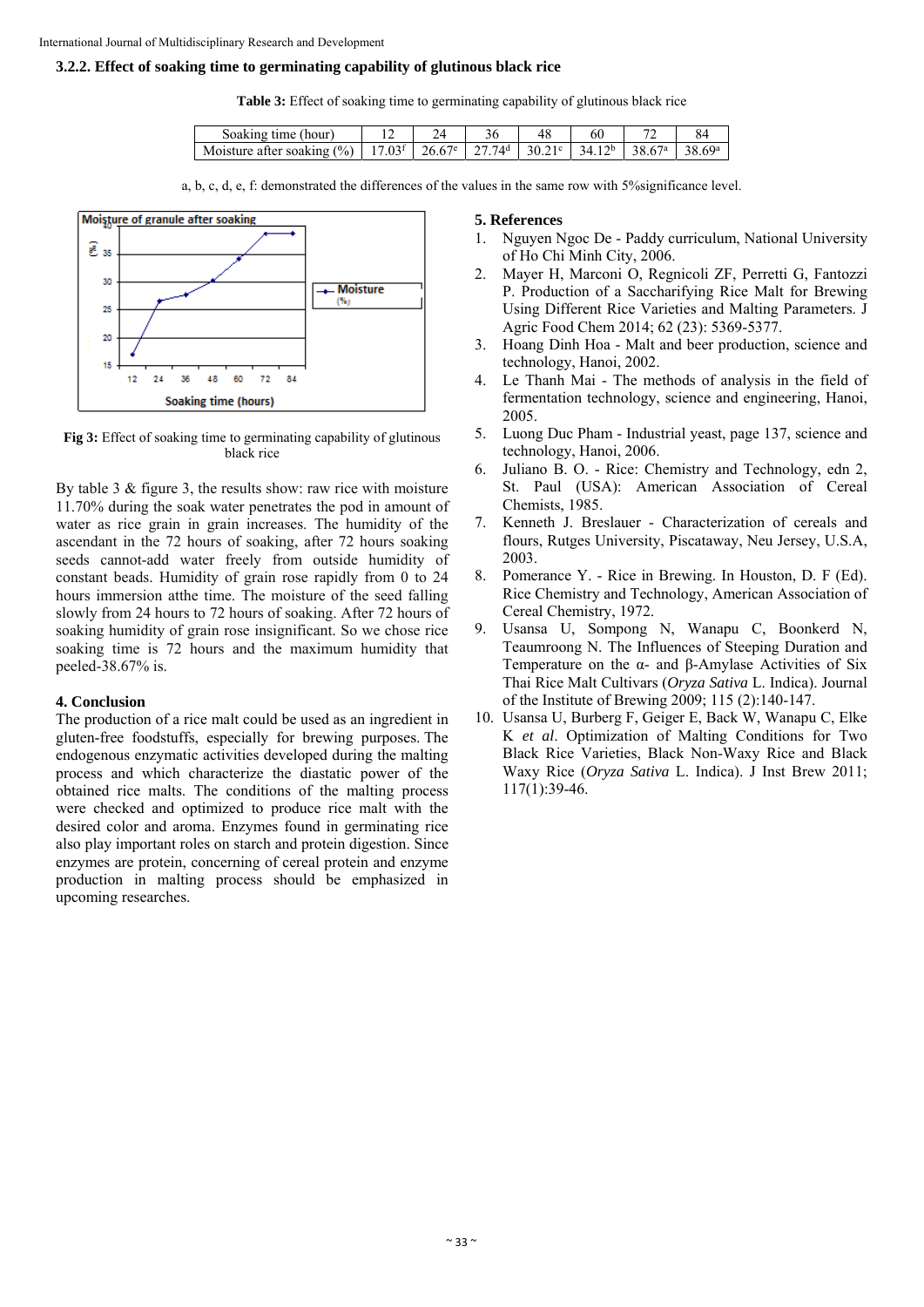### 3.2.2. Effect of soaking time to germinating capability of glutinous black rice

**Table 3:** Effect of soaking time to germinating capability of glutinous black rice

| Soaking time (hour) | 12 | 24 | 36 | 48 | 60 | 72 | 84 |
|---|---|---|---|---|---|---|---|
| Moisture after soaking (%) | 17.03[f] | 26.67[e] | 27.74[d] | 30.21[c] | 34.12[b] | 38.67[a] | 38.69[a] |

a, b, c, d, e, f: demonstrated the differences of the values in the same row with 5%significance level.

Moisture of granule after soaking

(%)

40
35
30
25
20
15

12 24 36 48 60 72 84

Soaking time (hours)

Moisture (%)

**Fig 3:** Effect of soaking time to germinating capability of glutinous black rice

By table 3 & figure 3, the results show: raw rice with moisture 11.70% during the soak water penetrates the pod in amount of water as rice grain in grain increases. The humidity of the ascendant in the 72 hours of soaking, after 72 hours soaking seeds cannot-add water freely from outside humidity of constant beads. Humidity of grain rose rapidly from 0 to 24 hours immersion atthe time. The moisture of the seed falling slowly from 24 hours to 72 hours of soaking. After 72 hours of soaking humidity of grain rose insignificant. So we chose rice soaking time is 72 hours and the maximum humidity that peeled-38.67% is.

## 4. Conclusion

The production of a rice malt could be used as an ingredient in gluten-free foodstuffs, especially for brewing purposes. The endogenous enzymatic activities developed during the malting process and which characterize the diastatic power of the obtained rice malts. The conditions of the malting process were checked and optimized to produce rice malt with the desired color and aroma. Enzymes found in germinating rice also play important roles on starch and protein digestion. Since enzymes are protein, concerning of cereal protein and enzyme production in malting process should be emphasized in upcoming researches.

## 5. References

1. Nguyen Ngoc De - Paddy curriculum, National University of Ho Chi Minh City, 2006.
2. Mayer H, Marconi O, Regnicoli ZF, Perretti G, Fantozzi P. Production of a Saccharifying Rice Malt for Brewing Using Different Rice Varieties and Malting Parameters. J Agric Food Chem 2014; 62 (23): 5369-5377.
3. Hoang Dinh Hoa - Malt and beer production, science and technology, Hanoi, 2002.
4. Le Thanh Mai - The methods of analysis in the field of fermentation technology, science and engineering, Hanoi, 2005.
5. Luong Duc Pham - Industrial yeast, page 137, science and technology, Hanoi, 2006.
6. Juliano B. O. - Rice: Chemistry and Technology, edn 2, St. Paul (USA): American Association of Cereal Chemists, 1985.
7. Kenneth J. Breslauer - Characterization of cereals and flours, Rutges University, Piscataway, Neu Jersey, U.S.A, 2003.
8. Pomerance Y. - Rice in Brewing. In Houston, D. F (Ed). Rice Chemistry and Technology, American Association of Cereal Chemistry, 1972.
9. Usansa U, Sompong N, Wanapu C, Boonkerd N, Teaumroong N. The Influences of Steeping Duration and Temperature on the α- and β-Amylase Activities of Six Thai Rice Malt Cultivars (*Oryza Sativa* L. Indica). Journal of the Institute of Brewing 2009; 115 (2):140-147.
10. Usansa U, Burberg F, Geiger E, Back W, Wanapu C, Elke K *et al*. Optimization of Malting Conditions for Two Black Rice Varieties, Black Non-Waxy Rice and Black Waxy Rice (*Oryza Sativa* L. Indica). J Inst Brew 2011; 117(1):39-46.